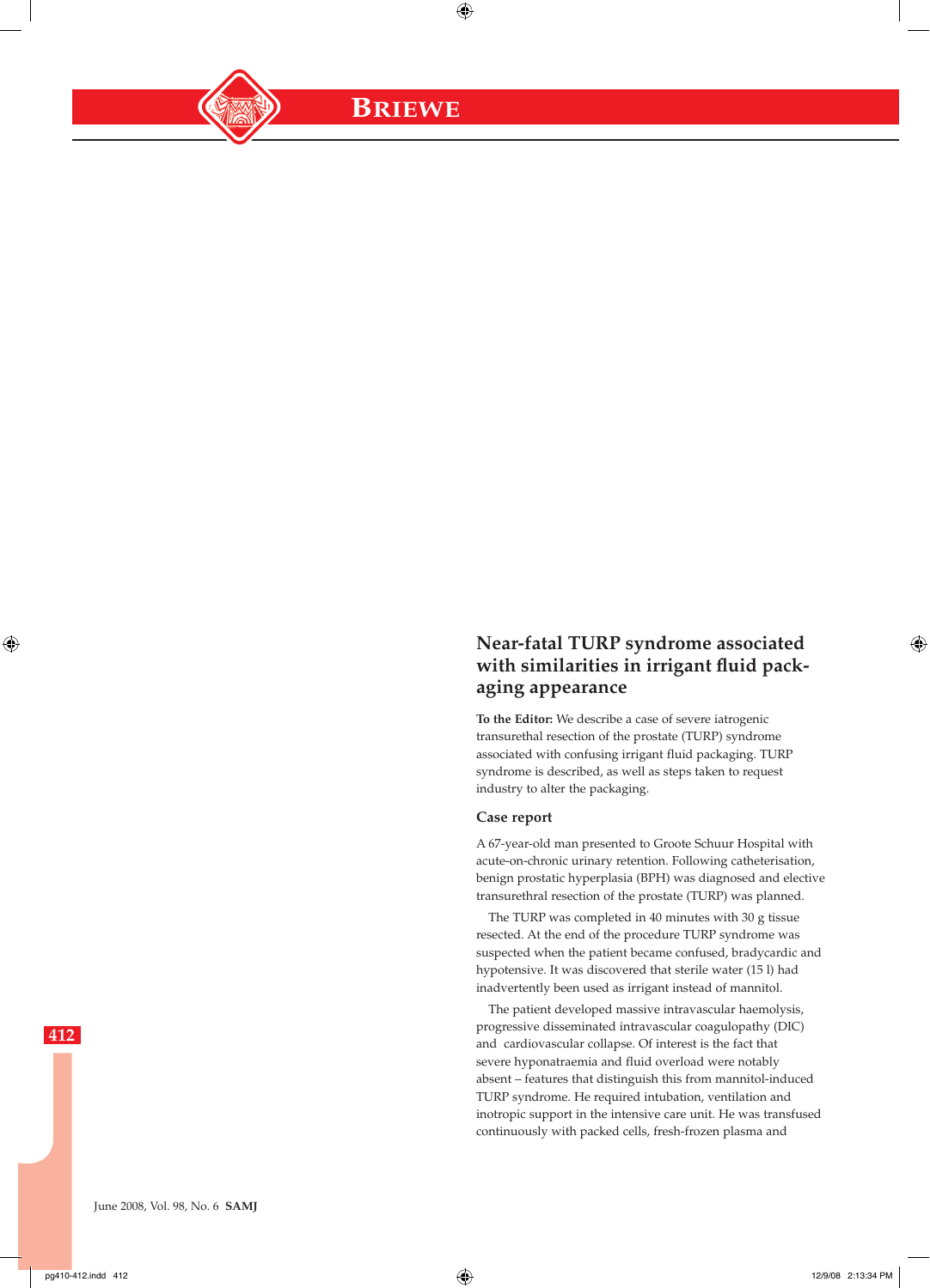# Near-fatal TURP syndrome associated with similarities in irrigant fluid packaging appearance

**To the Editor:** We describe a case of severe iatrogenic transurethal resection of the prostate (TURP) syndrome associated with confusing irrigant fluid packaging. TURP syndrome is described, as well as steps taken to request industry to alter the packaging.

## Case report

A 67-year-old man presented to Groote Schuur Hospital with acute-on-chronic urinary retention. Following catheterisation, benign prostatic hyperplasia (BPH) was diagnosed and elective transurethral resection of the prostate (TURP) was planned.

The TURP was completed in 40 minutes with 30 g tissue resected. At the end of the procedure TURP syndrome was suspected when the patient became confused, bradycardic and hypotensive. It was discovered that sterile water (15 l) had inadvertently been used as irrigant instead of mannitol.

The patient developed massive intravascular haemolysis, progressive disseminated intravascular coagulopathy (DIC) and cardiovascular collapse. Of interest is the fact that severe hyponatraemia and fluid overload were notably absent – features that distinguish this from mannitol-induced TURP syndrome. He required intubation, ventilation and inotropic support in the intensive care unit. He was transfused continuously with packed cells, fresh-frozen plasma and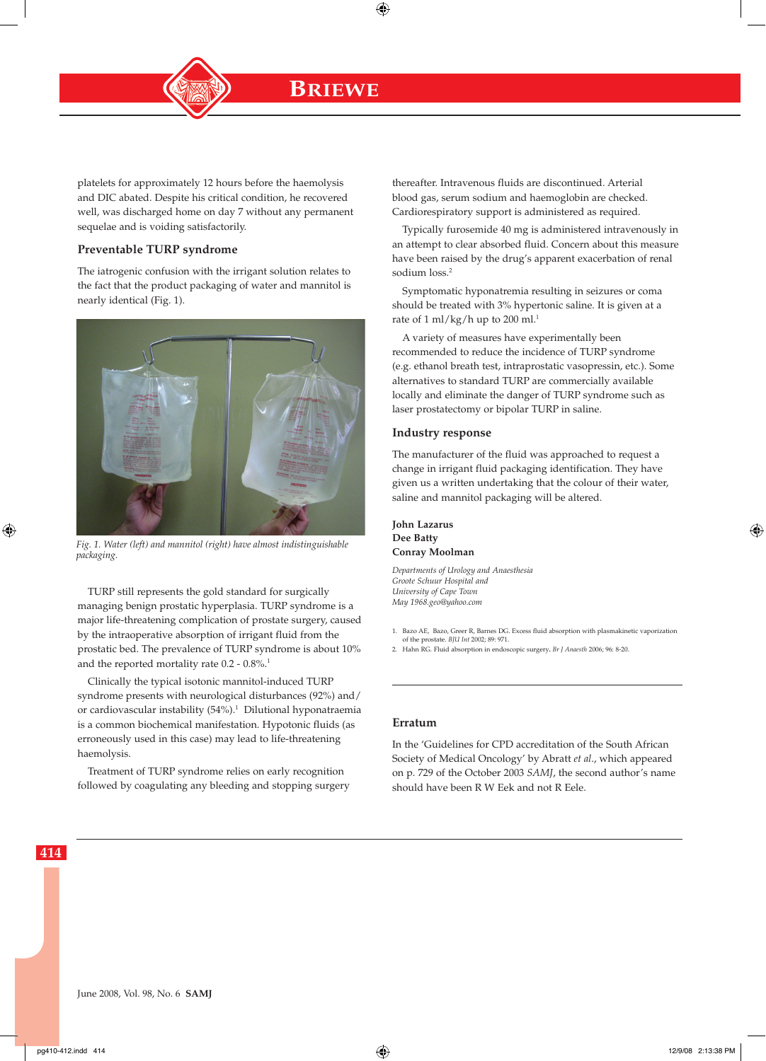platelets for approximately 12 hours before the haemolysis and DIC abated. Despite his critical condition, he recovered well, was discharged home on day 7 without any permanent sequelae and is voiding satisfactorily.

### Preventable TURP syndrome

The iatrogenic confusion with the irrigant solution relates to the fact that the product packaging of water and mannitol is nearly identical (Fig. 1).

*Fig. 1. Water (left) and mannitol (right) have almost indistinguishable packaging.*

TURP still represents the gold standard for surgically managing benign prostatic hyperplasia. TURP syndrome is a major life-threatening complication of prostate surgery, caused by the intraoperative absorption of irrigant fluid from the prostatic bed. The prevalence of TURP syndrome is about 10% and the reported mortality rate 0.2 - 0.8%.[1]

Clinically the typical isotonic mannitol-induced TURP syndrome presents with neurological disturbances (92%) and/or cardiovascular instability (54%).[1] Dilutional hyponatraemia is a common biochemical manifestation. Hypotonic fluids (as erroneously used in this case) may lead to life-threatening haemolysis.

Treatment of TURP syndrome relies on early recognition followed by coagulating any bleeding and stopping surgery thereafter. Intravenous fluids are discontinued. Arterial blood gas, serum sodium and haemoglobin are checked. Cardiorespiratory support is administered as required.

Typically furosemide 40 mg is administered intravenously in an attempt to clear absorbed fluid. Concern about this measure have been raised by the drug's apparent exacerbation of renal sodium loss.[2]

Symptomatic hyponatremia resulting in seizures or coma should be treated with 3% hypertonic saline. It is given at a rate of 1 ml/kg/h up to 200 ml.[1]

A variety of measures have experimentally been recommended to reduce the incidence of TURP syndrome (e.g. ethanol breath test, intraprostatic vasopressin, etc.). Some alternatives to standard TURP are commercially available locally and eliminate the danger of TURP syndrome such as laser prostatectomy or bipolar TURP in saline.

### Industry response

The manufacturer of the fluid was approached to request a change in irrigant fluid packaging identification. They have given us a written undertaking that the colour of their water, saline and mannitol packaging will be altered.

**John Lazarus**
**Dee Batty**
**Conray Moolman**

*Departments of Urology and Anaesthesia*
*Groote Schuur Hospital and*
*University of Cape Town*
*May 1968.geo@yahoo.com*

1. Bazo AE, Bazo, Greer R, Barnes DG. Excess fluid absorption with plasmakinetic vaporization of the prostate. *BJU Int* 2002; 89: 971.
2. Hahn RG. Fluid absorption in endoscopic surgery. *Br J Anaesth* 2006; 96: 8-20.

---

### Erratum

In the 'Guidelines for CPD accreditation of the South African Society of Medical Oncology' by Abratt *et al.*, which appeared on p. 729 of the October 2003 *SAMJ*, the second author's name should have been R W Eek and not R Eele.